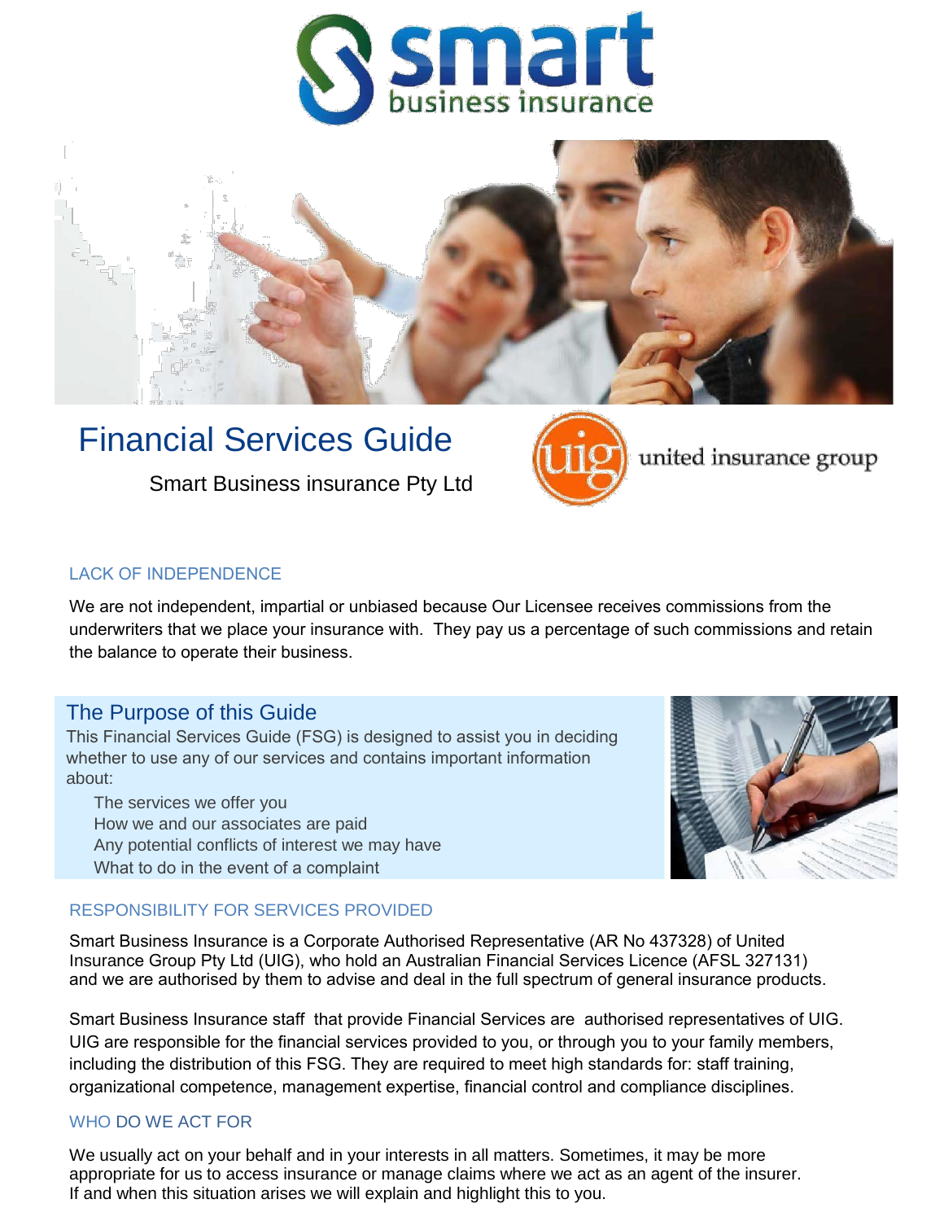# Financial Services Guide

Smart Business insurance Pty Ltd

## LACK OF INDEPENDENCE

We are not independent, impartial or unbiased because Our Licensee receives commissions from the underwriters that we place your insurance with. They pay us a percentage of such commissions and retain the balance to operate their business.

## The Purpose of this Guide

This Financial Services Guide (FSG) is designed to assist you in deciding whether to use any of our services and contains important information about:

- The services we offer you
- How we and our associates are paid
- Any potential conflicts of interest we may have
- What to do in the event of a complaint

## RESPONSIBILITY FOR SERVICES PROVIDED

Smart Business Insurance is a Corporate Authorised Representative (AR No 437328) of United Insurance Group Pty Ltd (UIG), who hold an Australian Financial Services Licence (AFSL 327131) and we are authorised by them to advise and deal in the full spectrum of general insurance products.

Smart Business Insurance staff that provide Financial Services are authorised representatives of UIG. UIG are responsible for the financial services provided to you, or through you to your family members, including the distribution of this FSG. They are required to meet high standards for: staff training, organizational competence, management expertise, financial control and compliance disciplines.

## WHO DO WE ACT FOR

We usually act on your behalf and in your interests in all matters. Sometimes, it may be more appropriate for us to access insurance or manage claims where we act as an agent of the insurer. If and when this situation arises we will explain and highlight this to you.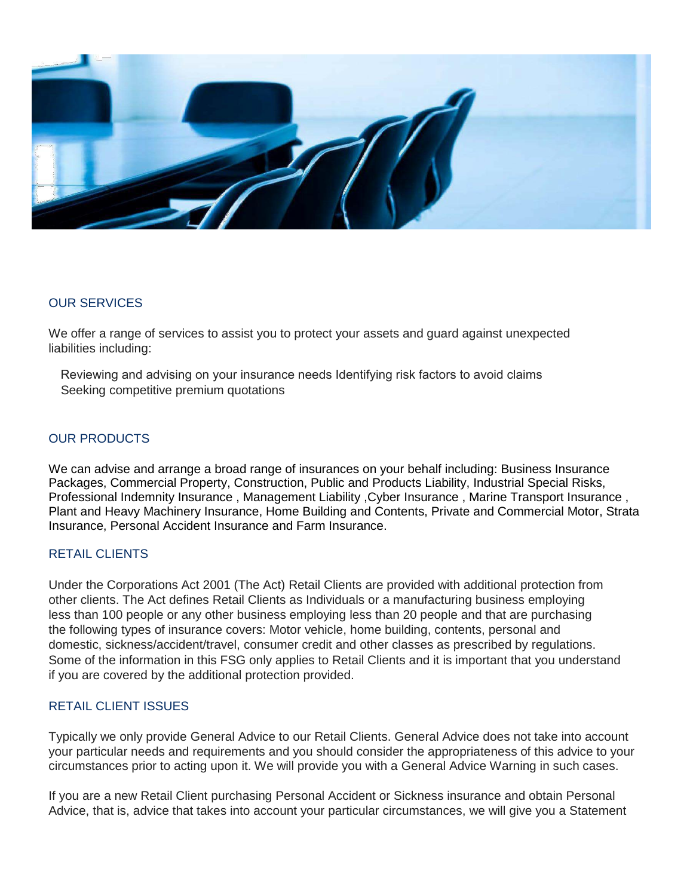## OUR SERVICES

We offer a range of services to assist you to protect your assets and guard against unexpected liabilities including:

Reviewing and advising on your insurance needs Identifying risk factors to avoid claims
Seeking competitive premium quotations

## OUR PRODUCTS

We can advise and arrange a broad range of insurances on your behalf including: Business Insurance Packages, Commercial Property, Construction, Public and Products Liability, Industrial Special Risks, Professional Indemnity Insurance , Management Liability ,Cyber Insurance , Marine Transport Insurance , Plant and Heavy Machinery Insurance, Home Building and Contents, Private and Commercial Motor, Strata Insurance, Personal Accident Insurance and Farm Insurance.

## RETAIL CLIENTS

Under the Corporations Act 2001 (The Act) Retail Clients are provided with additional protection from other clients. The Act defines Retail Clients as Individuals or a manufacturing business employing less than 100 people or any other business employing less than 20 people and that are purchasing the following types of insurance covers: Motor vehicle, home building, contents, personal and domestic, sickness/accident/travel, consumer credit and other classes as prescribed by regulations. Some of the information in this FSG only applies to Retail Clients and it is important that you understand if you are covered by the additional protection provided.

## RETAIL CLIENT ISSUES

Typically we only provide General Advice to our Retail Clients. General Advice does not take into account your particular needs and requirements and you should consider the appropriateness of this advice to your circumstances prior to acting upon it. We will provide you with a General Advice Warning in such cases.

If you are a new Retail Client purchasing Personal Accident or Sickness insurance and obtain Personal Advice, that is, advice that takes into account your particular circumstances, we will give you a Statement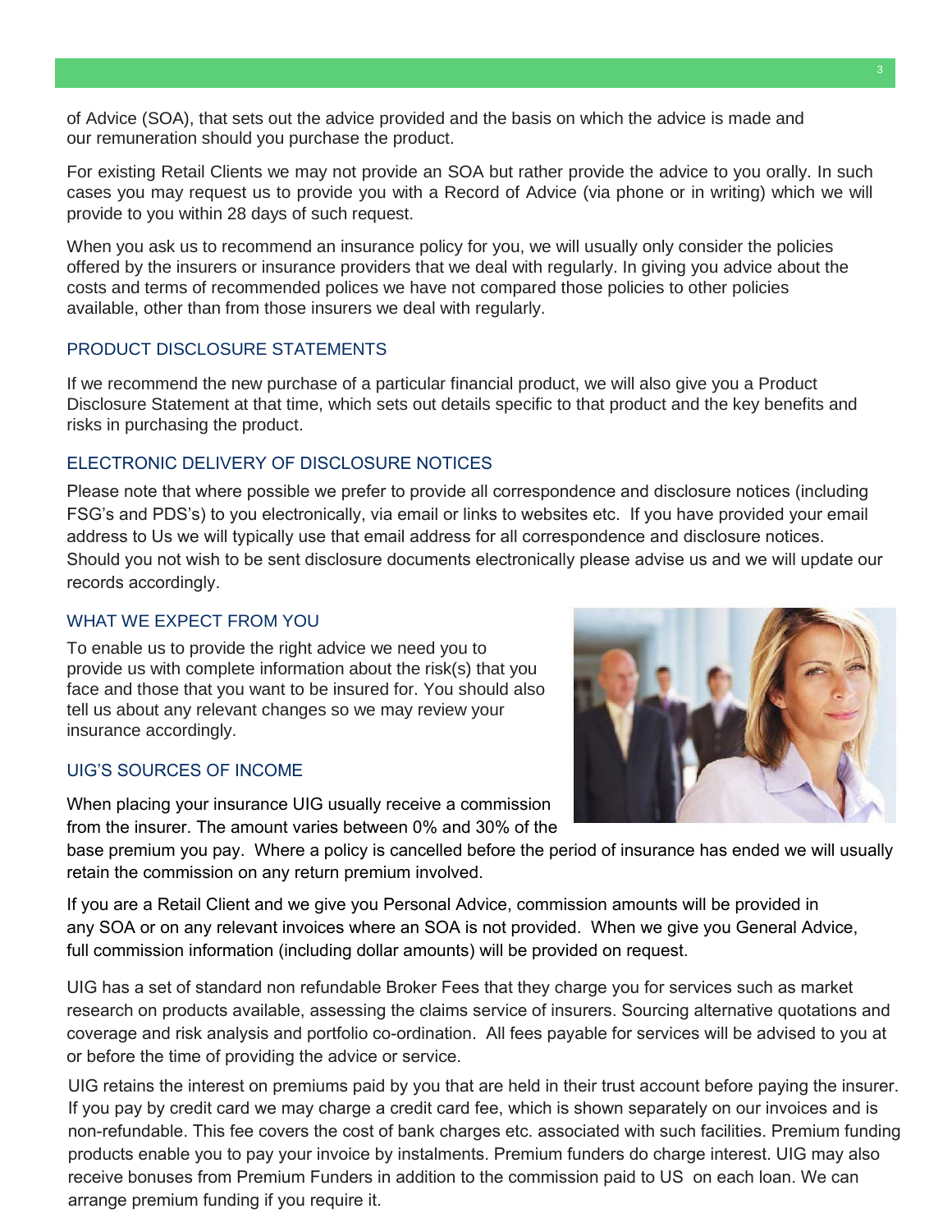of Advice (SOA), that sets out the advice provided and the basis on which the advice is made and our remuneration should you purchase the product.

For existing Retail Clients we may not provide an SOA but rather provide the advice to you orally. In such cases you may request us to provide you with a Record of Advice (via phone or in writing) which we will provide to you within 28 days of such request.

When you ask us to recommend an insurance policy for you, we will usually only consider the policies offered by the insurers or insurance providers that we deal with regularly. In giving you advice about the costs and terms of recommended polices we have not compared those policies to other policies available, other than from those insurers we deal with regularly.

## PRODUCT DISCLOSURE STATEMENTS

If we recommend the new purchase of a particular financial product, we will also give you a Product Disclosure Statement at that time, which sets out details specific to that product and the key benefits and risks in purchasing the product.

## ELECTRONIC DELIVERY OF DISCLOSURE NOTICES

Please note that where possible we prefer to provide all correspondence and disclosure notices (including FSG's and PDS's) to you electronically, via email or links to websites etc. If you have provided your email address to Us we will typically use that email address for all correspondence and disclosure notices. Should you not wish to be sent disclosure documents electronically please advise us and we will update our records accordingly.

## WHAT WE EXPECT FROM YOU

To enable us to provide the right advice we need you to provide us with complete information about the risk(s) that you face and those that you want to be insured for. You should also tell us about any relevant changes so we may review your insurance accordingly.

## UIG'S SOURCES OF INCOME

When placing your insurance UIG usually receive a commission from the insurer. The amount varies between 0% and 30% of the base premium you pay. Where a policy is cancelled before the period of insurance has ended we will usually retain the commission on any return premium involved.

If you are a Retail Client and we give you Personal Advice, commission amounts will be provided in any SOA or on any relevant invoices where an SOA is not provided. When we give you General Advice, full commission information (including dollar amounts) will be provided on request.

UIG has a set of standard non refundable Broker Fees that they charge you for services such as market research on products available, assessing the claims service of insurers. Sourcing alternative quotations and coverage and risk analysis and portfolio co-ordination. All fees payable for services will be advised to you at or before the time of providing the advice or service.

UIG retains the interest on premiums paid by you that are held in their trust account before paying the insurer. If you pay by credit card we may charge a credit card fee, which is shown separately on our invoices and is non-refundable. This fee covers the cost of bank charges etc. associated with such facilities. Premium funding products enable you to pay your invoice by instalments. Premium funders do charge interest. UIG may also receive bonuses from Premium Funders in addition to the commission paid to US on each loan. We can arrange premium funding if you require it.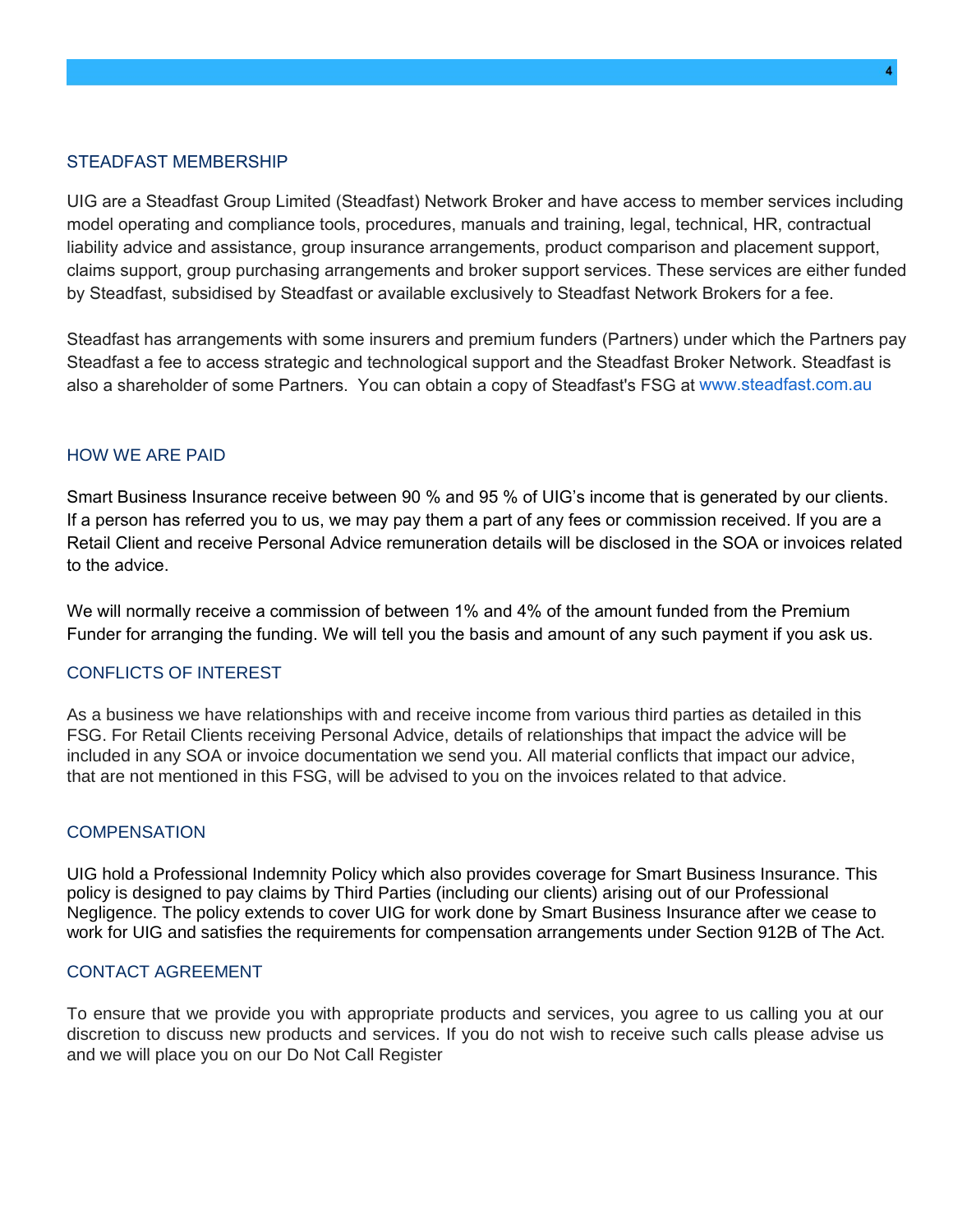## STEADFAST MEMBERSHIP

UIG are a Steadfast Group Limited (Steadfast) Network Broker and have access to member services including model operating and compliance tools, procedures, manuals and training, legal, technical, HR, contractual liability advice and assistance, group insurance arrangements, product comparison and placement support, claims support, group purchasing arrangements and broker support services. These services are either funded by Steadfast, subsidised by Steadfast or available exclusively to Steadfast Network Brokers for a fee.

Steadfast has arrangements with some insurers and premium funders (Partners) under which the Partners pay Steadfast a fee to access strategic and technological support and the Steadfast Broker Network. Steadfast is also a shareholder of some Partners. You can obtain a copy of Steadfast's FSG at www.steadfast.com.au

## HOW WE ARE PAID

Smart Business Insurance receive between 90 % and 95 % of UIG's income that is generated by our clients. If a person has referred you to us, we may pay them a part of any fees or commission received. If you are a Retail Client and receive Personal Advice remuneration details will be disclosed in the SOA or invoices related to the advice.

We will normally receive a commission of between 1% and 4% of the amount funded from the Premium Funder for arranging the funding. We will tell you the basis and amount of any such payment if you ask us.

## CONFLICTS OF INTEREST

As a business we have relationships with and receive income from various third parties as detailed in this FSG. For Retail Clients receiving Personal Advice, details of relationships that impact the advice will be included in any SOA or invoice documentation we send you. All material conflicts that impact our advice, that are not mentioned in this FSG, will be advised to you on the invoices related to that advice.

## COMPENSATION

UIG hold a Professional Indemnity Policy which also provides coverage for Smart Business Insurance. This policy is designed to pay claims by Third Parties (including our clients) arising out of our Professional Negligence. The policy extends to cover UIG for work done by Smart Business Insurance after we cease to work for UIG and satisfies the requirements for compensation arrangements under Section 912B of The Act.

## CONTACT AGREEMENT

To ensure that we provide you with appropriate products and services, you agree to us calling you at our discretion to discuss new products and services. If you do not wish to receive such calls please advise us and we will place you on our Do Not Call Register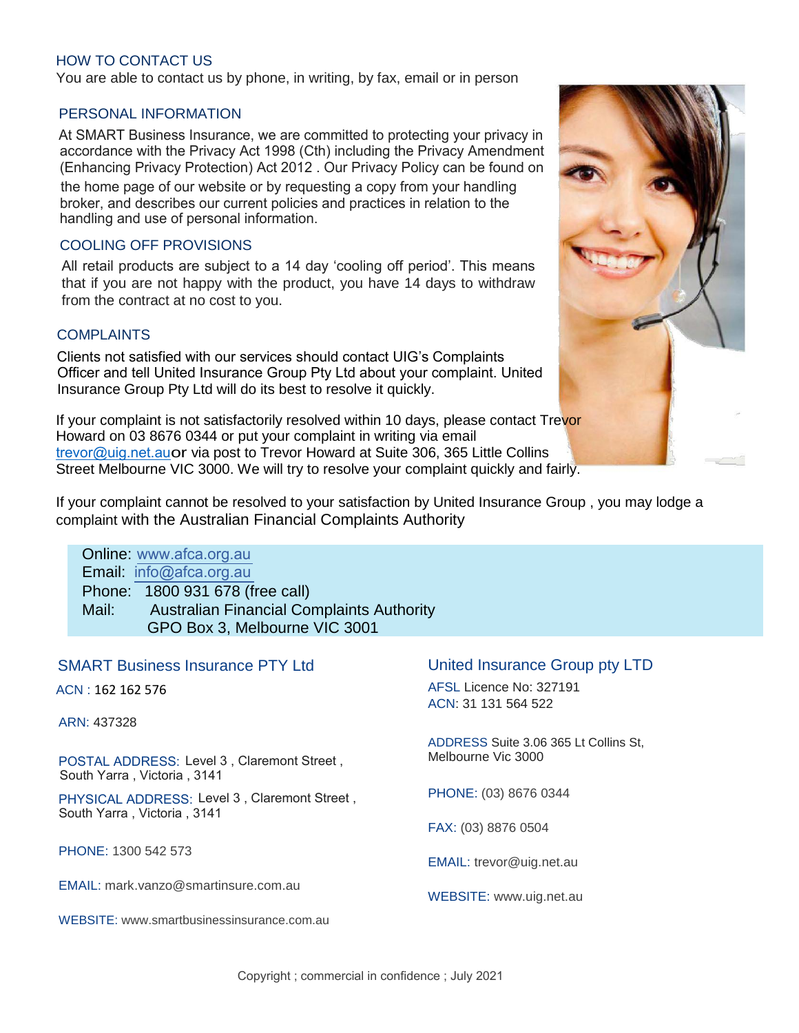## HOW TO CONTACT US

You are able to contact us by phone, in writing, by fax, email or in person

## PERSONAL INFORMATION

At SMART Business Insurance, we are committed to protecting your privacy in accordance with the Privacy Act 1998 (Cth) including the Privacy Amendment (Enhancing Privacy Protection) Act 2012 . Our Privacy Policy can be found on the home page of our website or by requesting a copy from your handling broker, and describes our current policies and practices in relation to the handling and use of personal information.

## COOLING OFF PROVISIONS

All retail products are subject to a 14 day 'cooling off period'. This means that if you are not happy with the product, you have 14 days to withdraw from the contract at no cost to you.

## COMPLAINTS

Clients not satisfied with our services should contact UIG's Complaints Officer and tell United Insurance Group Pty Ltd about your complaint. United Insurance Group Pty Ltd will do its best to resolve it quickly.

If your complaint is not satisfactorily resolved within 10 days, please contact Trevor Howard on 03 8676 0344 or put your complaint in writing via email trevor@uig.net.auor via post to Trevor Howard at Suite 306, 365 Little Collins Street Melbourne VIC 3000. We will try to resolve your complaint quickly and fairly.

If your complaint cannot be resolved to your satisfaction by United Insurance Group , you may lodge a complaint with the Australian Financial Complaints Authority

Online: www.afca.org.au
Email: info@afca.org.au
Phone: 1800 931 678 (free call)
Mail: Australian Financial Complaints Authority
GPO Box 3, Melbourne VIC 3001

## SMART Business Insurance PTY Ltd

ACN : 162 162 576

ARN: 437328

POSTAL ADDRESS: Level 3 , Claremont Street , South Yarra , Victoria , 3141

PHYSICAL ADDRESS: Level 3 , Claremont Street , South Yarra , Victoria , 3141

PHONE: 1300 542 573

EMAIL: mark.vanzo@smartinsure.com.au

WEBSITE: www.smartbusinessinsurance.com.au

## United Insurance Group pty LTD

AFSL Licence No: 327191
ACN: 31 131 564 522

ADDRESS Suite 3.06 365 Lt Collins St, Melbourne Vic 3000

PHONE: (03) 8676 0344

FAX: (03) 8876 0504

EMAIL: trevor@uig.net.au

WEBSITE: www.uig.net.au

Copyright ; commercial in confidence ; July 2021